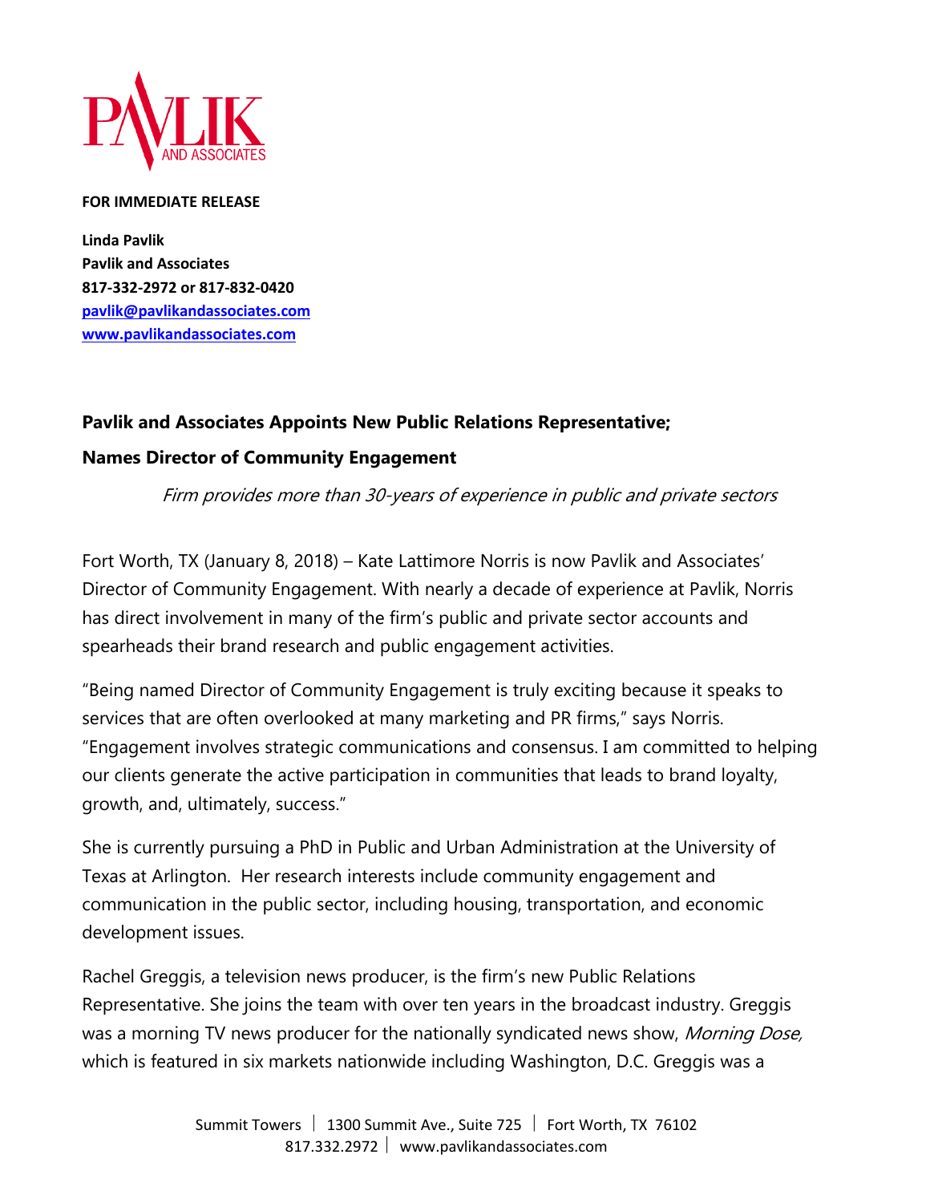**FOR IMMEDIATE RELEASE**

**Linda Pavlik**
**Pavlik and Associates**
**817-332-2972 or 817-832-0420**
**pavlik@pavlikandassociates.com**
**www.pavlikandassociates.com**

**Pavlik and Associates Appoints New Public Relations Representative;**

**Names Director of Community Engagement**

*Firm provides more than 30-years of experience in public and private sectors*

Fort Worth, TX (January 8, 2018) – Kate Lattimore Norris is now Pavlik and Associates' Director of Community Engagement. With nearly a decade of experience at Pavlik, Norris has direct involvement in many of the firm's public and private sector accounts and spearheads their brand research and public engagement activities.

"Being named Director of Community Engagement is truly exciting because it speaks to services that are often overlooked at many marketing and PR firms," says Norris. "Engagement involves strategic communications and consensus. I am committed to helping our clients generate the active participation in communities that leads to brand loyalty, growth, and, ultimately, success."

She is currently pursuing a PhD in Public and Urban Administration at the University of Texas at Arlington. Her research interests include community engagement and communication in the public sector, including housing, transportation, and economic development issues.

Rachel Greggis, a television news producer, is the firm's new Public Relations Representative. She joins the team with over ten years in the broadcast industry. Greggis was a morning TV news producer for the nationally syndicated news show, *Morning Dose,* which is featured in six markets nationwide including Washington, D.C. Greggis was a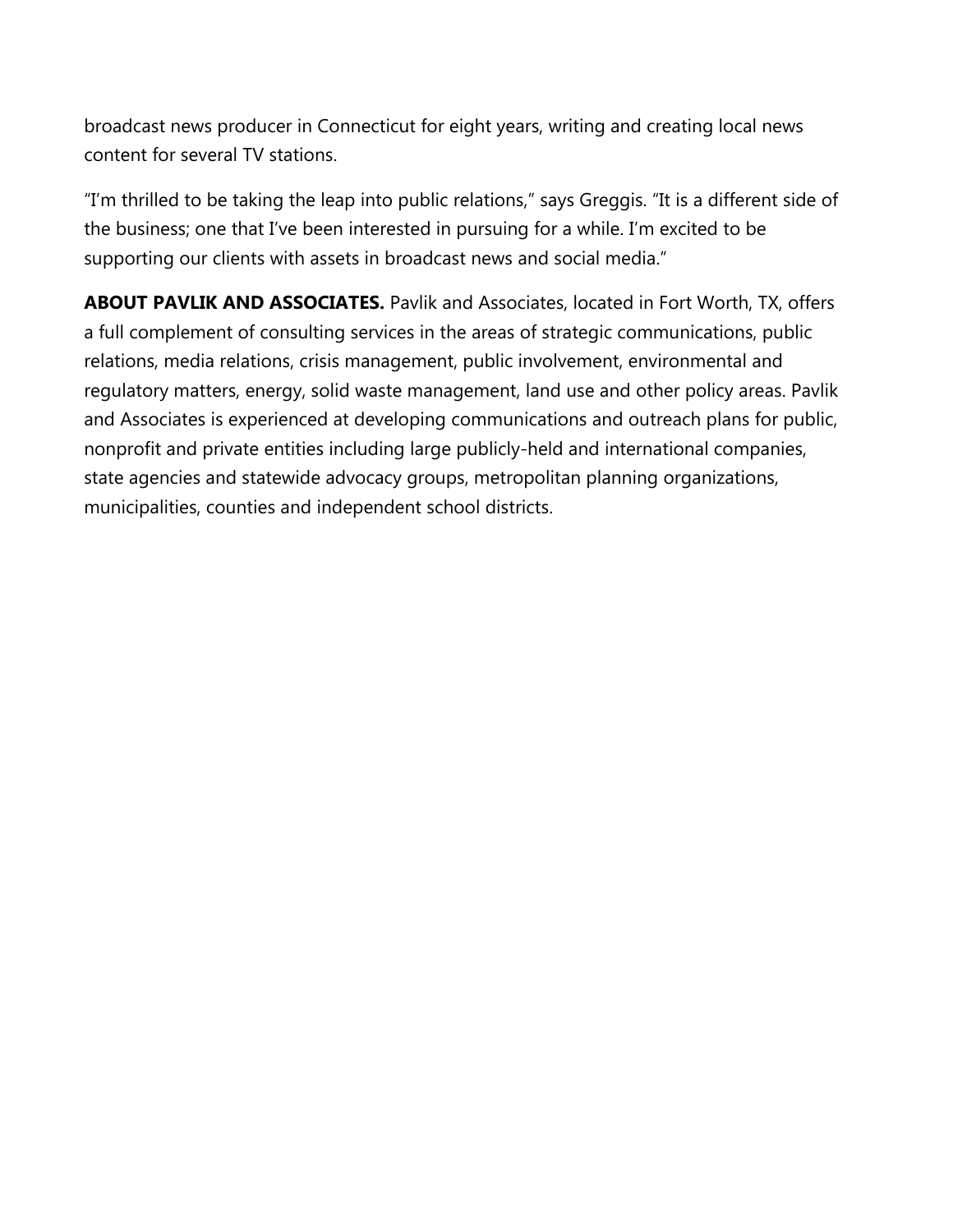broadcast news producer in Connecticut for eight years, writing and creating local news content for several TV stations.

"I'm thrilled to be taking the leap into public relations," says Greggis. "It is a different side of the business; one that I've been interested in pursuing for a while. I'm excited to be supporting our clients with assets in broadcast news and social media."

**ABOUT PAVLIK AND ASSOCIATES.** Pavlik and Associates, located in Fort Worth, TX, offers a full complement of consulting services in the areas of strategic communications, public relations, media relations, crisis management, public involvement, environmental and regulatory matters, energy, solid waste management, land use and other policy areas. Pavlik and Associates is experienced at developing communications and outreach plans for public, nonprofit and private entities including large publicly-held and international companies, state agencies and statewide advocacy groups, metropolitan planning organizations, municipalities, counties and independent school districts.